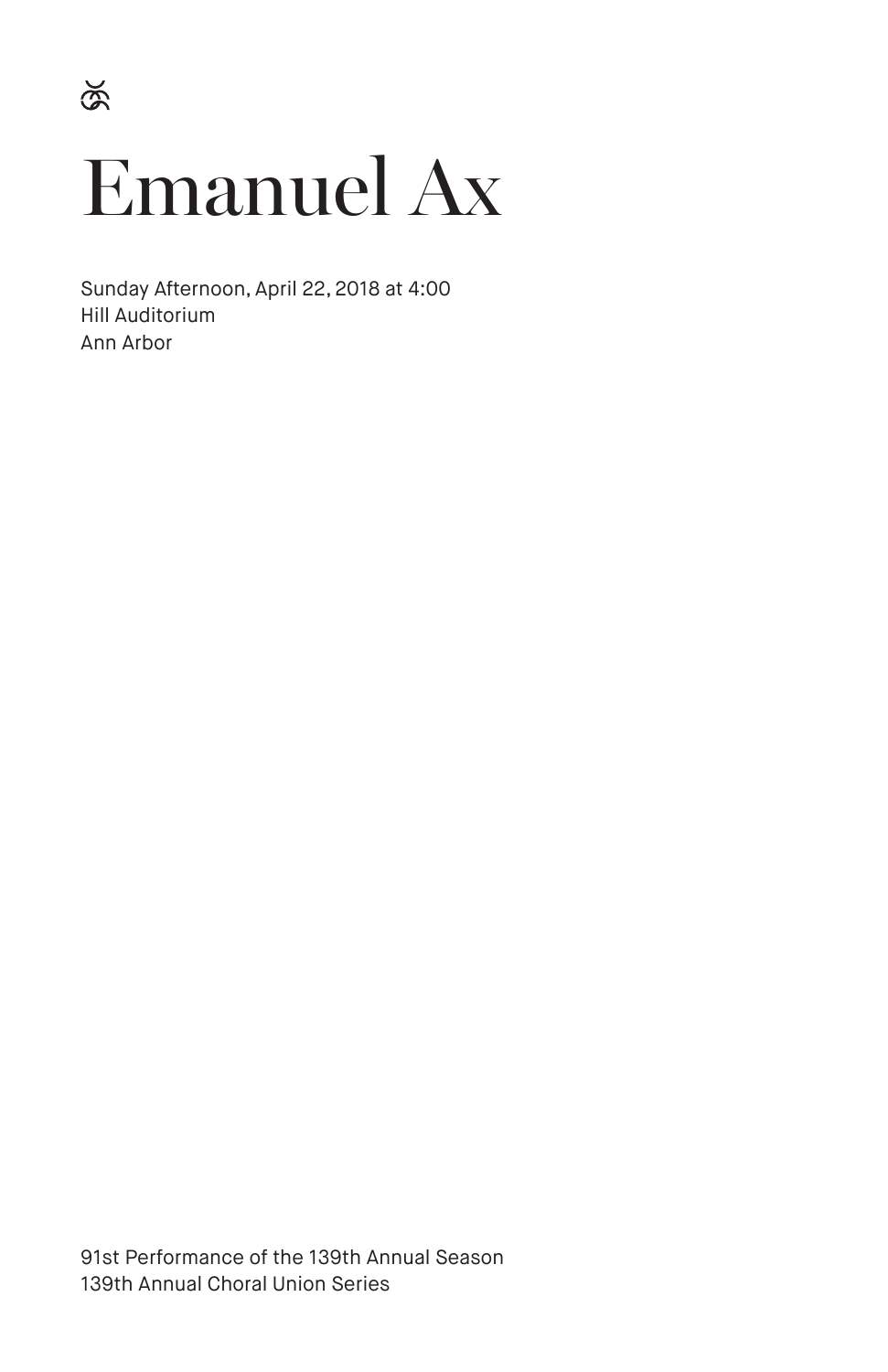# Emanuel Ax

Sunday Afternoon, April 22, 2018 at 4:00
Hill Auditorium
Ann Arbor

91st Performance of the 139th Annual Season
139th Annual Choral Union Series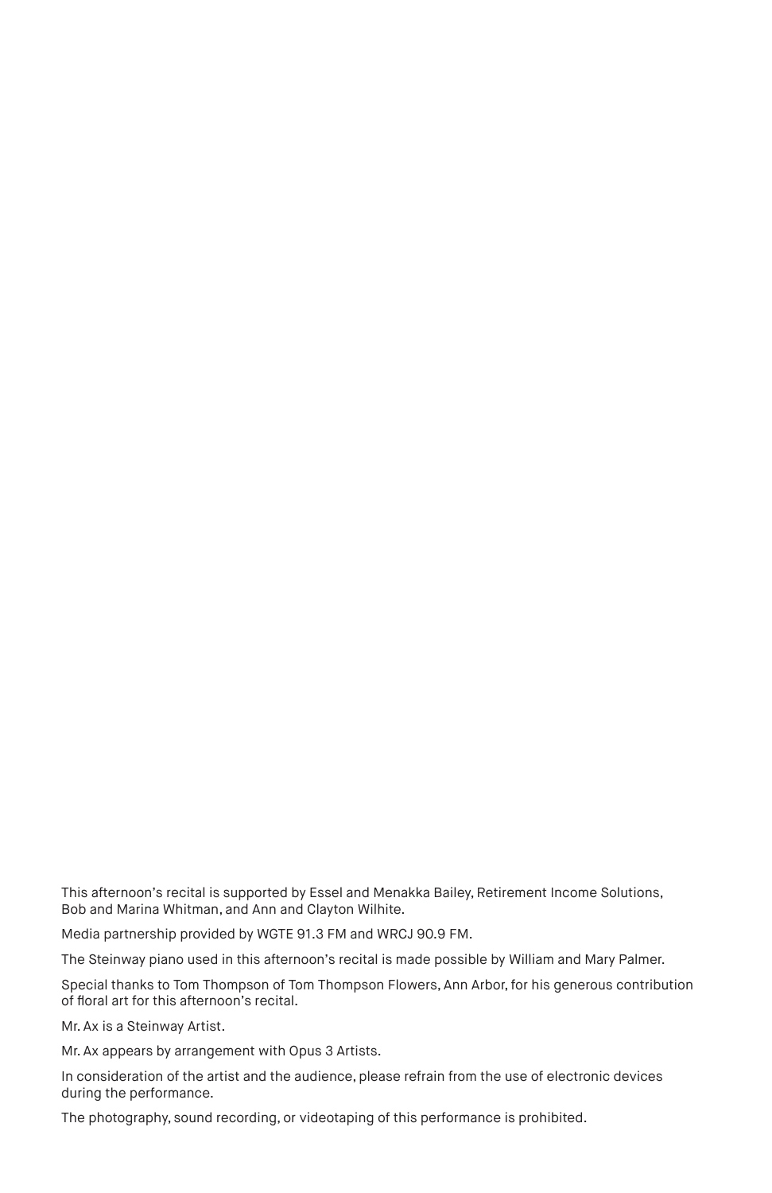This afternoon's recital is supported by Essel and Menakka Bailey, Retirement Income Solutions, Bob and Marina Whitman, and Ann and Clayton Wilhite.

Media partnership provided by WGTE 91.3 FM and WRCJ 90.9 FM.

The Steinway piano used in this afternoon's recital is made possible by William and Mary Palmer.

Special thanks to Tom Thompson of Tom Thompson Flowers, Ann Arbor, for his generous contribution of floral art for this afternoon's recital.

Mr. Ax is a Steinway Artist.

Mr. Ax appears by arrangement with Opus 3 Artists.

In consideration of the artist and the audience, please refrain from the use of electronic devices during the performance.

The photography, sound recording, or videotaping of this performance is prohibited.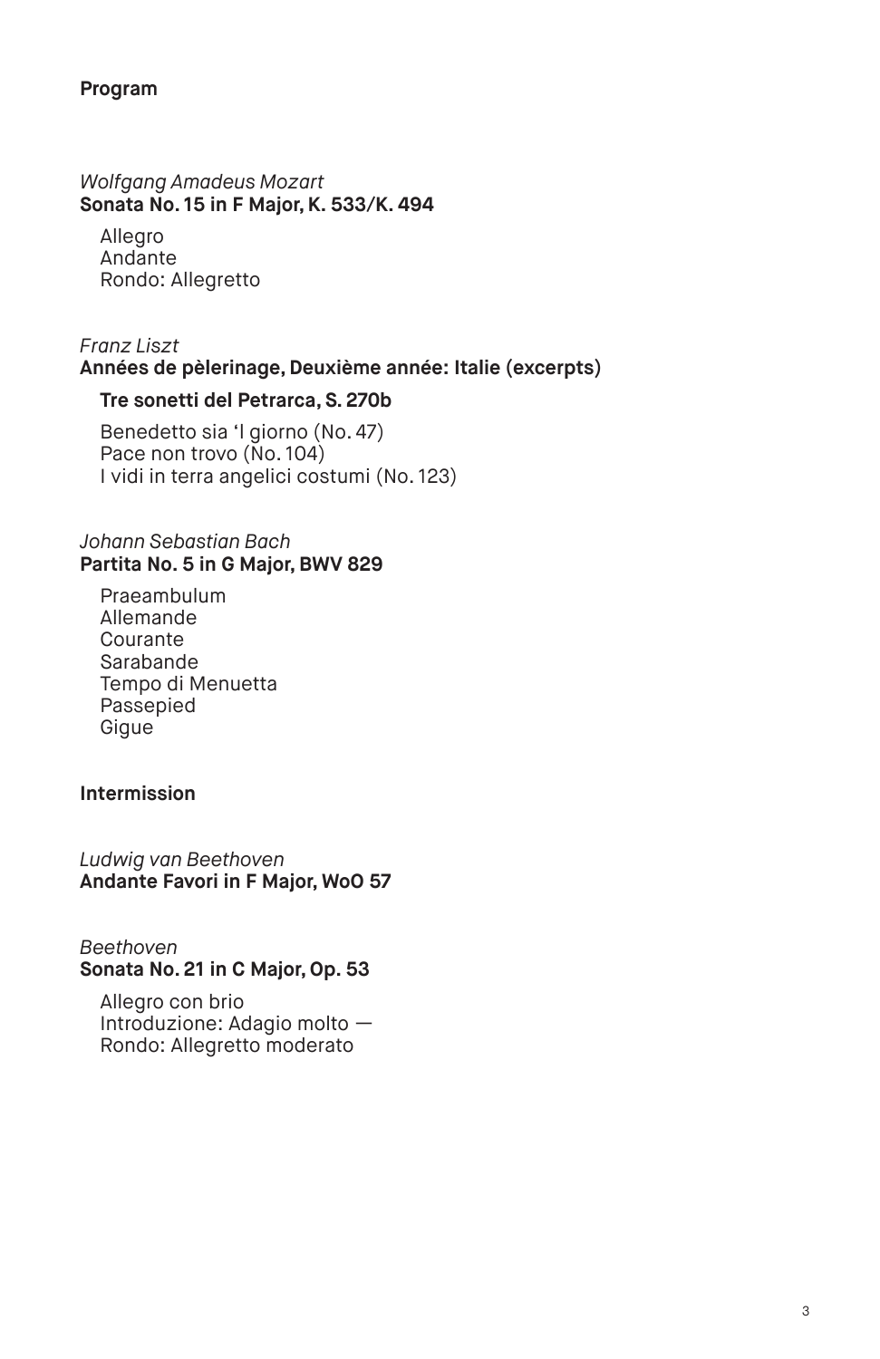## Program

*Wolfgang Amadeus Mozart*
**Sonata No. 15 in F Major, K. 533/K. 494**

Allegro
Andante
Rondo: Allegretto

*Franz Liszt*
**Années de pèlerinage, Deuxième année: Italie (excerpts)**

**Tre sonetti del Petrarca, S. 270b**

Benedetto sia 'l giorno (No. 47)
Pace non trovo (No. 104)
I vidi in terra angelici costumi (No. 123)

*Johann Sebastian Bach*
**Partita No. 5 in G Major, BWV 829**

Praeambulum
Allemande
Courante
Sarabande
Tempo di Menuetta
Passepied
Gigue

**Intermission**

*Ludwig van Beethoven*
**Andante Favori in F Major, WoO 57**

*Beethoven*
**Sonata No. 21 in C Major, Op. 53**

Allegro con brio
Introduzione: Adagio molto —
Rondo: Allegretto moderato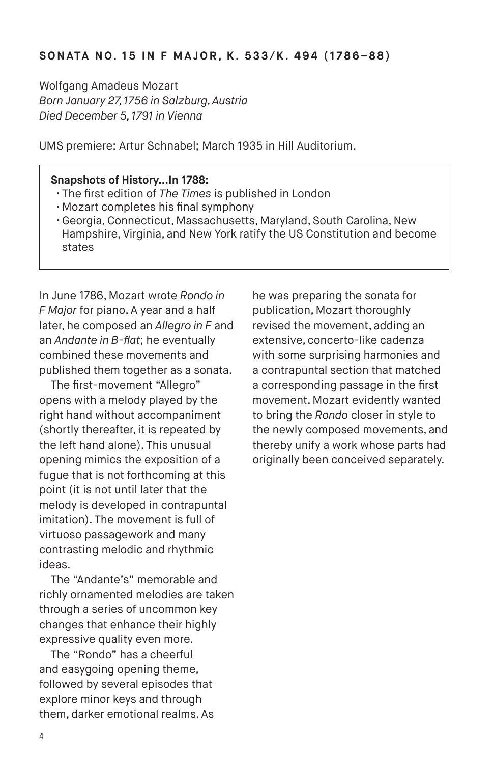## SONATA NO. 15 IN F MAJOR, K. 533/K. 494 (1786–88)

Wolfgang Amadeus Mozart
*Born January 27, 1756 in Salzburg, Austria*
*Died December 5, 1791 in Vienna*

UMS premiere: Artur Schnabel; March 1935 in Hill Auditorium.

> **Snapshots of History…In 1788:**
> - The first edition of *The Times* is published in London
> - Mozart completes his final symphony
> - Georgia, Connecticut, Massachusetts, Maryland, South Carolina, New Hampshire, Virginia, and New York ratify the US Constitution and become states

In June 1786, Mozart wrote *Rondo in F Major* for piano. A year and a half later, he composed an *Allegro in F* and an *Andante in B-flat*; he eventually combined these movements and published them together as a sonata.

The first-movement "Allegro" opens with a melody played by the right hand without accompaniment (shortly thereafter, it is repeated by the left hand alone). This unusual opening mimics the exposition of a fugue that is not forthcoming at this point (it is not until later that the melody is developed in contrapuntal imitation). The movement is full of virtuoso passagework and many contrasting melodic and rhythmic ideas.

The "Andante's" memorable and richly ornamented melodies are taken through a series of uncommon key changes that enhance their highly expressive quality even more.

The "Rondo" has a cheerful and easygoing opening theme, followed by several episodes that explore minor keys and through them, darker emotional realms. As he was preparing the sonata for publication, Mozart thoroughly revised the movement, adding an extensive, concerto-like cadenza with some surprising harmonies and a contrapuntal section that matched a corresponding passage in the first movement. Mozart evidently wanted to bring the *Rondo* closer in style to the newly composed movements, and thereby unify a work whose parts had originally been conceived separately.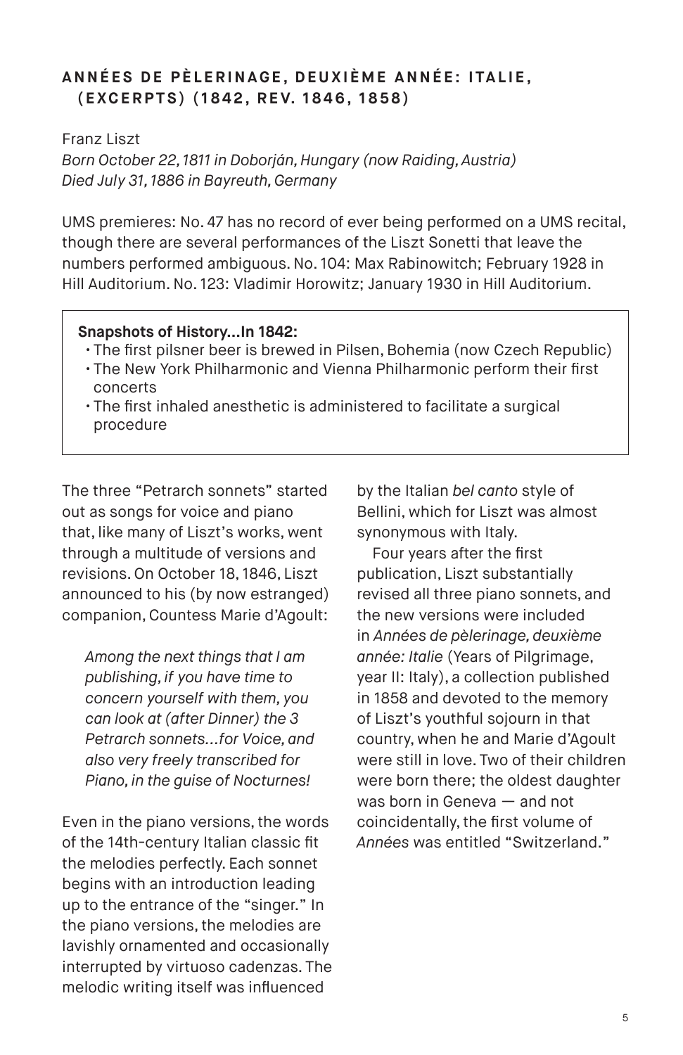## ANNÉES DE PÈLERINAGE, DEUXIÈME ANNÉE: ITALIE, (EXCERPTS) (1842, REV. 1846, 1858)

Franz Liszt
*Born October 22, 1811 in Doborján, Hungary (now Raiding, Austria)*
*Died July 31, 1886 in Bayreuth, Germany*

UMS premieres: No. 47 has no record of ever being performed on a UMS recital, though there are several performances of the Liszt Sonetti that leave the numbers performed ambiguous. No. 104: Max Rabinowitch; February 1928 in Hill Auditorium. No. 123: Vladimir Horowitz; January 1930 in Hill Auditorium.

**Snapshots of History…In 1842:**

- The first pilsner beer is brewed in Pilsen, Bohemia (now Czech Republic)
- The New York Philharmonic and Vienna Philharmonic perform their first concerts
- The first inhaled anesthetic is administered to facilitate a surgical procedure

The three "Petrarch sonnets" started out as songs for voice and piano that, like many of Liszt's works, went through a multitude of versions and revisions. On October 18, 1846, Liszt announced to his (by now estranged) companion, Countess Marie d'Agoult:

> *Among the next things that I am publishing, if you have time to concern yourself with them, you can look at (after Dinner) the 3 Petrarch sonnets…for Voice, and also very freely transcribed for Piano, in the guise of Nocturnes!*

Even in the piano versions, the words of the 14th-century Italian classic fit the melodies perfectly. Each sonnet begins with an introduction leading up to the entrance of the "singer." In the piano versions, the melodies are lavishly ornamented and occasionally interrupted by virtuoso cadenzas. The melodic writing itself was influenced by the Italian *bel canto* style of Bellini, which for Liszt was almost synonymous with Italy.

Four years after the first publication, Liszt substantially revised all three piano sonnets, and the new versions were included in *Années de pèlerinage, deuxième année: Italie* (Years of Pilgrimage, year II: Italy), a collection published in 1858 and devoted to the memory of Liszt's youthful sojourn in that country, when he and Marie d'Agoult were still in love. Two of their children were born there; the oldest daughter was born in Geneva — and not coincidentally, the first volume of *Années* was entitled "Switzerland."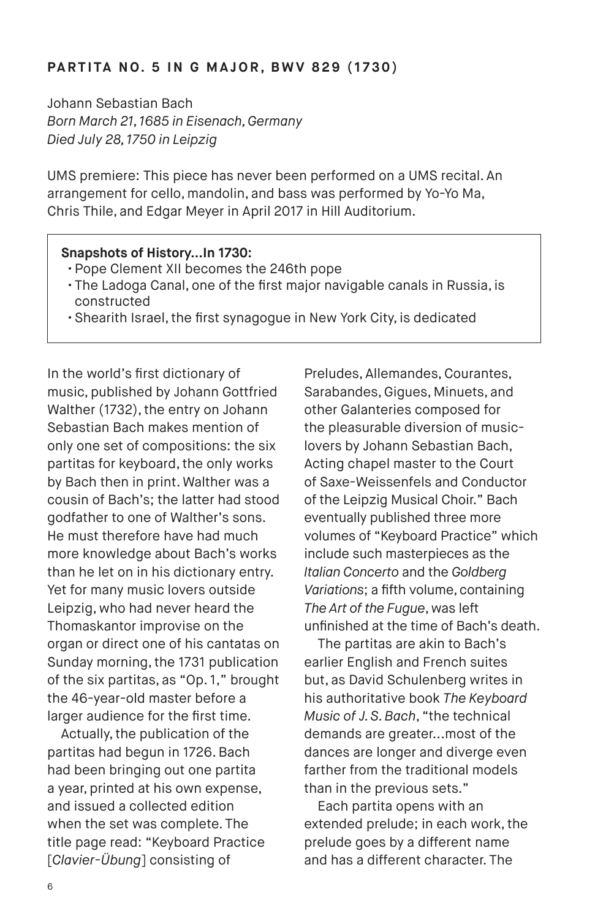## PARTITA NO. 5 IN G MAJOR, BWV 829 (1730)

Johann Sebastian Bach
*Born March 21, 1685 in Eisenach, Germany*
*Died July 28, 1750 in Leipzig*

UMS premiere: This piece has never been performed on a UMS recital. An arrangement for cello, mandolin, and bass was performed by Yo-Yo Ma, Chris Thile, and Edgar Meyer in April 2017 in Hill Auditorium.

**Snapshots of History…In 1730:**

- Pope Clement XII becomes the 246th pope
- The Ladoga Canal, one of the first major navigable canals in Russia, is constructed
- Shearith Israel, the first synagogue in New York City, is dedicated

In the world's first dictionary of music, published by Johann Gottfried Walther (1732), the entry on Johann Sebastian Bach makes mention of only one set of compositions: the six partitas for keyboard, the only works by Bach then in print. Walther was a cousin of Bach's; the latter had stood godfather to one of Walther's sons. He must therefore have had much more knowledge about Bach's works than he let on in his dictionary entry. Yet for many music lovers outside Leipzig, who had never heard the Thomaskantor improvise on the organ or direct one of his cantatas on Sunday morning, the 1731 publication of the six partitas, as "Op. 1," brought the 46-year-old master before a larger audience for the first time.

Actually, the publication of the partitas had begun in 1726. Bach had been bringing out one partita a year, printed at his own expense, and issued a collected edition when the set was complete. The title page read: "Keyboard Practice [*Clavier-Übung*] consisting of Preludes, Allemandes, Courantes, Sarabandes, Gigues, Minuets, and other Galanteries composed for the pleasurable diversion of music-lovers by Johann Sebastian Bach, Acting chapel master to the Court of Saxe-Weissenfels and Conductor of the Leipzig Musical Choir." Bach eventually published three more volumes of "Keyboard Practice" which include such masterpieces as the *Italian Concerto* and the *Goldberg Variations*; a fifth volume, containing *The Art of the Fugue*, was left unfinished at the time of Bach's death.

The partitas are akin to Bach's earlier English and French suites but, as David Schulenberg writes in his authoritative book *The Keyboard Music of J. S. Bach*, "the technical demands are greater…most of the dances are longer and diverge even farther from the traditional models than in the previous sets."

Each partita opens with an extended prelude; in each work, the prelude goes by a different name and has a different character. The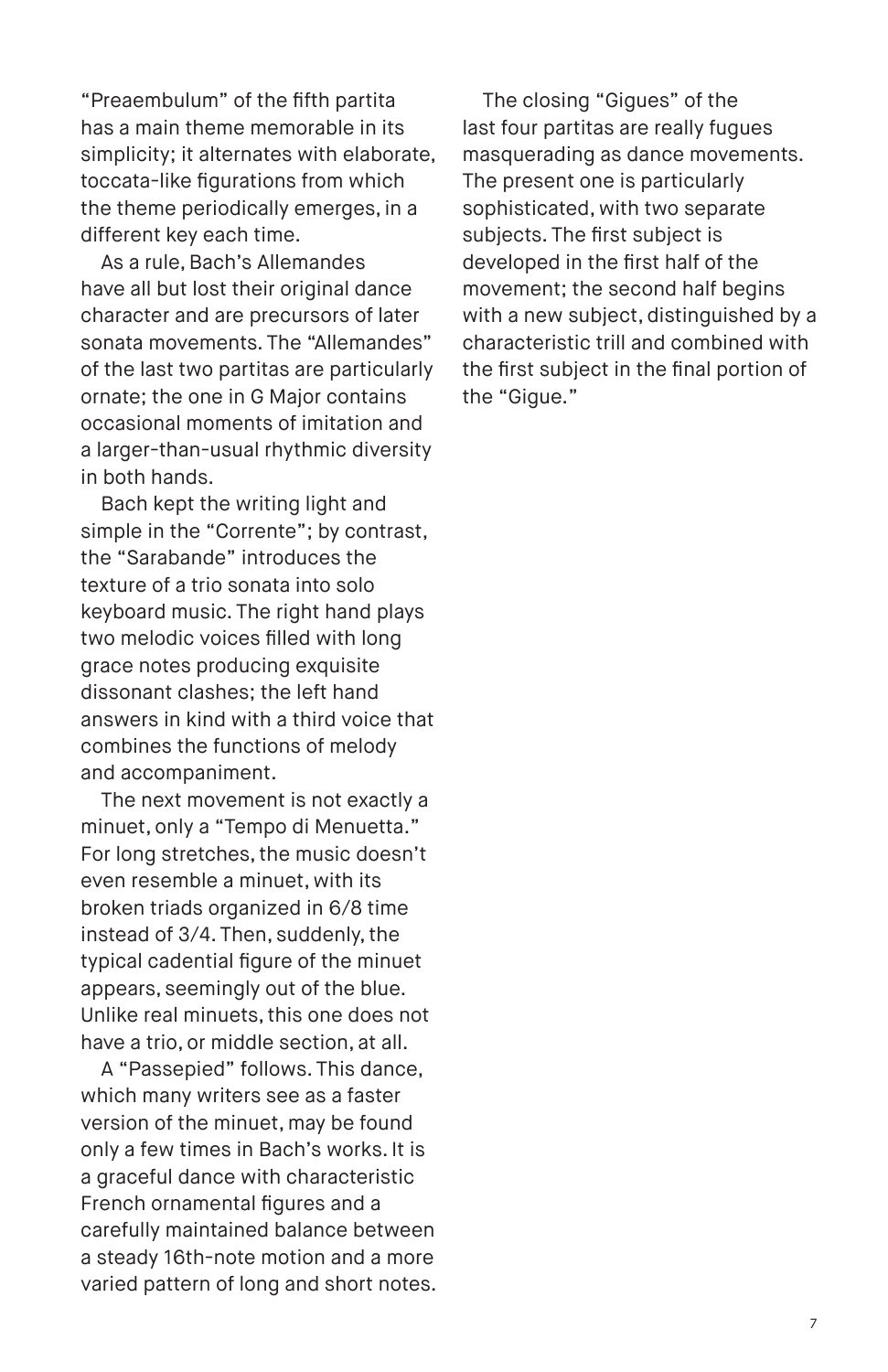"Preambulum" of the fifth partita has a main theme memorable in its simplicity; it alternates with elaborate, toccata-like figurations from which the theme periodically emerges, in a different key each time.

As a rule, Bach's Allemandes have all but lost their original dance character and are precursors of later sonata movements. The "Allemandes" of the last two partitas are particularly ornate; the one in G Major contains occasional moments of imitation and a larger-than-usual rhythmic diversity in both hands.

Bach kept the writing light and simple in the "Corrente"; by contrast, the "Sarabande" introduces the texture of a trio sonata into solo keyboard music. The right hand plays two melodic voices filled with long grace notes producing exquisite dissonant clashes; the left hand answers in kind with a third voice that combines the functions of melody and accompaniment.

The next movement is not exactly a minuet, only a "Tempo di Menuetta." For long stretches, the music doesn't even resemble a minuet, with its broken triads organized in 6/8 time instead of 3/4. Then, suddenly, the typical cadential figure of the minuet appears, seemingly out of the blue. Unlike real minuets, this one does not have a trio, or middle section, at all.

A "Passepied" follows. This dance, which many writers see as a faster version of the minuet, may be found only a few times in Bach's works. It is a graceful dance with characteristic French ornamental figures and a carefully maintained balance between a steady 16th-note motion and a more varied pattern of long and short notes.

The closing "Gigues" of the last four partitas are really fugues masquerading as dance movements. The present one is particularly sophisticated, with two separate subjects. The first subject is developed in the first half of the movement; the second half begins with a new subject, distinguished by a characteristic trill and combined with the first subject in the final portion of the "Gigue."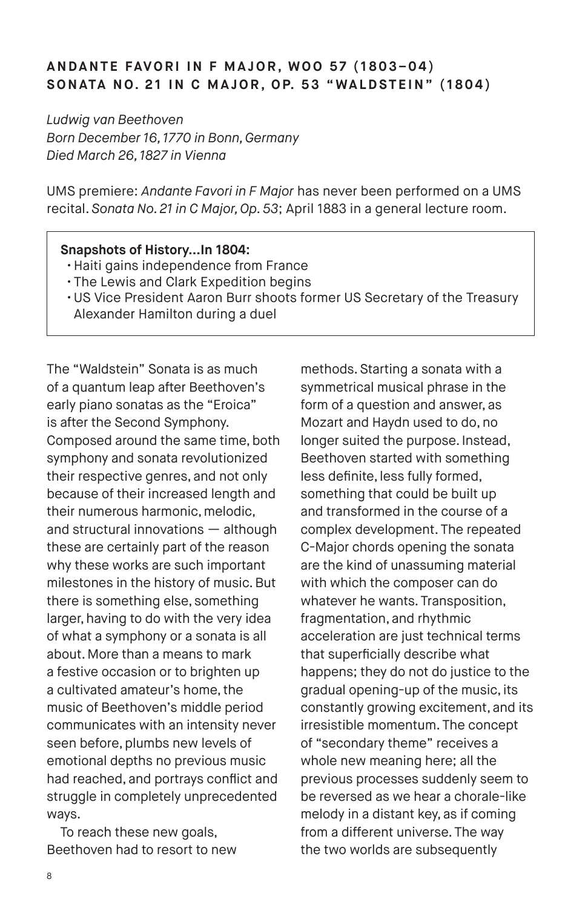## ANDANTE FAVORI IN F MAJOR, WOO 57 (1803–04)
## SONATA NO. 21 IN C MAJOR, OP. 53 "WALDSTEIN" (1804)

*Ludwig van Beethoven*
*Born December 16, 1770 in Bonn, Germany*
*Died March 26, 1827 in Vienna*

UMS premiere: *Andante Favori in F Major* has never been performed on a UMS recital. *Sonata No. 21 in C Major, Op. 53*; April 1883 in a general lecture room.

**Snapshots of History…In 1804:**

- Haiti gains independence from France
- The Lewis and Clark Expedition begins
- US Vice President Aaron Burr shoots former US Secretary of the Treasury Alexander Hamilton during a duel

The "Waldstein" Sonata is as much of a quantum leap after Beethoven's early piano sonatas as the "Eroica" is after the Second Symphony. Composed around the same time, both symphony and sonata revolutionized their respective genres, and not only because of their increased length and their numerous harmonic, melodic, and structural innovations — although these are certainly part of the reason why these works are such important milestones in the history of music. But there is something else, something larger, having to do with the very idea of what a symphony or a sonata is all about. More than a means to mark a festive occasion or to brighten up a cultivated amateur's home, the music of Beethoven's middle period communicates with an intensity never seen before, plumbs new levels of emotional depths no previous music had reached, and portrays conflict and struggle in completely unprecedented ways.

To reach these new goals, Beethoven had to resort to new methods. Starting a sonata with a symmetrical musical phrase in the form of a question and answer, as Mozart and Haydn used to do, no longer suited the purpose. Instead, Beethoven started with something less definite, less fully formed, something that could be built up and transformed in the course of a complex development. The repeated C-Major chords opening the sonata are the kind of unassuming material with which the composer can do whatever he wants. Transposition, fragmentation, and rhythmic acceleration are just technical terms that superficially describe what happens; they do not do justice to the gradual opening-up of the music, its constantly growing excitement, and its irresistible momentum. The concept of "secondary theme" receives a whole new meaning here; all the previous processes suddenly seem to be reversed as we hear a chorale-like melody in a distant key, as if coming from a different universe. The way the two worlds are subsequently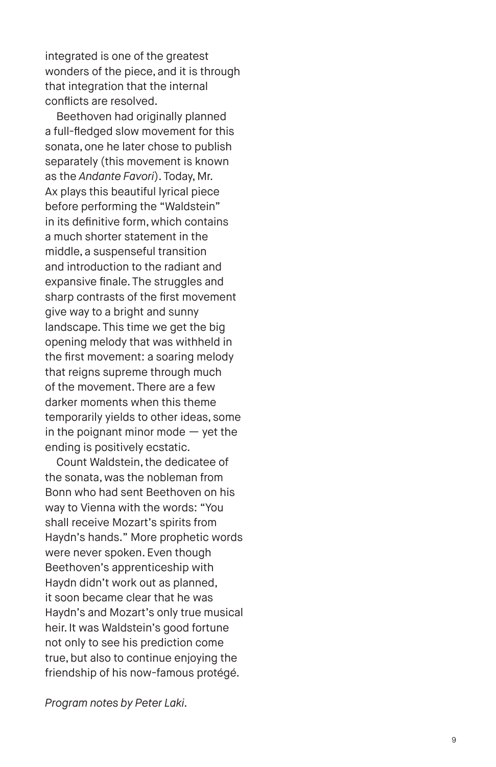integrated is one of the greatest wonders of the piece, and it is through that integration that the internal conflicts are resolved.

Beethoven had originally planned a full-fledged slow movement for this sonata, one he later chose to publish separately (this movement is known as the *Andante Favori*). Today, Mr. Ax plays this beautiful lyrical piece before performing the "Waldstein" in its definitive form, which contains a much shorter statement in the middle, a suspenseful transition and introduction to the radiant and expansive finale. The struggles and sharp contrasts of the first movement give way to a bright and sunny landscape. This time we get the big opening melody that was withheld in the first movement: a soaring melody that reigns supreme through much of the movement. There are a few darker moments when this theme temporarily yields to other ideas, some in the poignant minor mode — yet the ending is positively ecstatic.

Count Waldstein, the dedicatee of the sonata, was the nobleman from Bonn who had sent Beethoven on his way to Vienna with the words: "You shall receive Mozart's spirits from Haydn's hands." More prophetic words were never spoken. Even though Beethoven's apprenticeship with Haydn didn't work out as planned, it soon became clear that he was Haydn's and Mozart's only true musical heir. It was Waldstein's good fortune not only to see his prediction come true, but also to continue enjoying the friendship of his now-famous protégé.

*Program notes by Peter Laki.*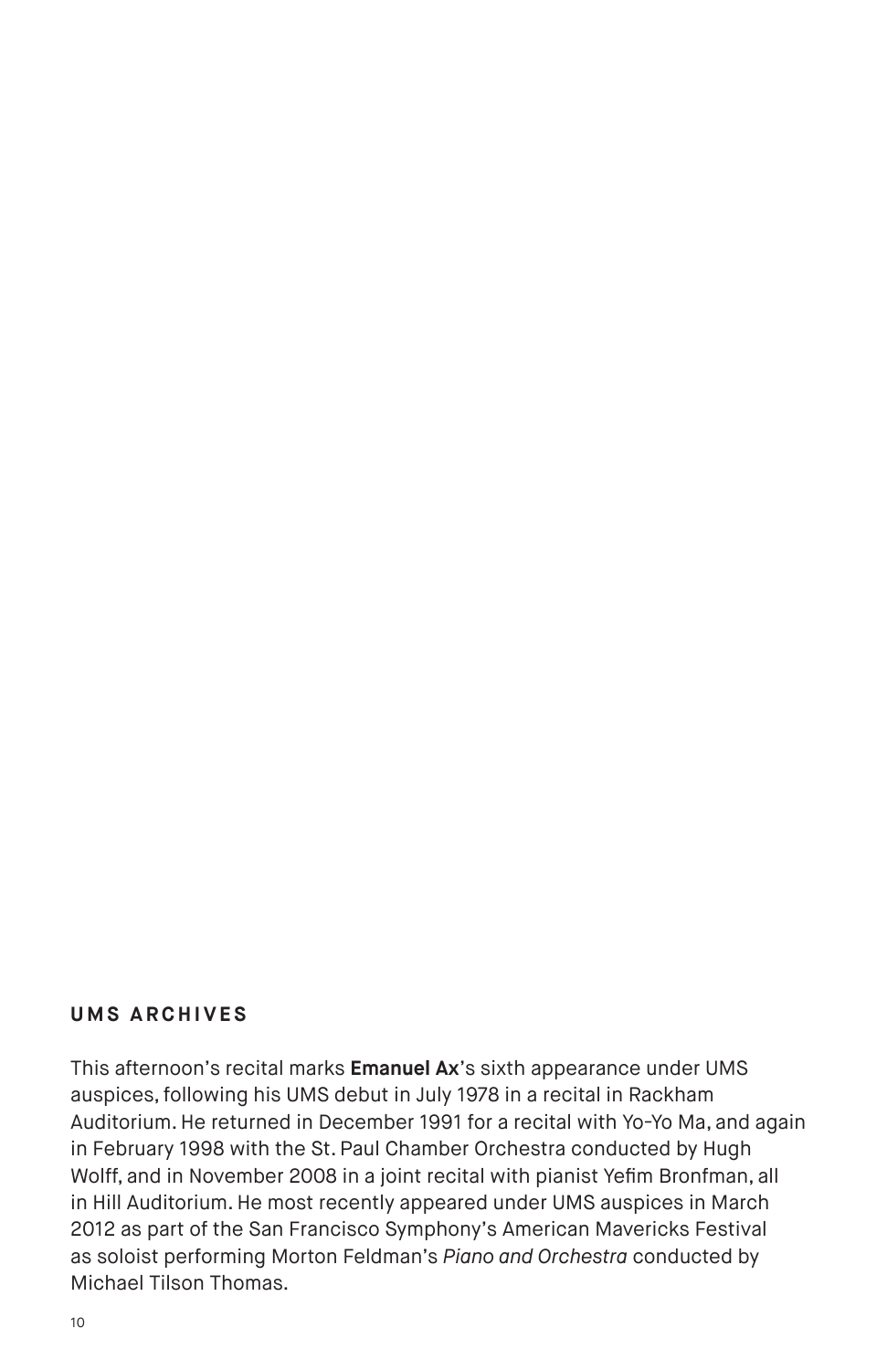## UMS ARCHIVES

This afternoon's recital marks **Emanuel Ax**'s sixth appearance under UMS auspices, following his UMS debut in July 1978 in a recital in Rackham Auditorium. He returned in December 1991 for a recital with Yo-Yo Ma, and again in February 1998 with the St. Paul Chamber Orchestra conducted by Hugh Wolff, and in November 2008 in a joint recital with pianist Yefim Bronfman, all in Hill Auditorium. He most recently appeared under UMS auspices in March 2012 as part of the San Francisco Symphony's American Mavericks Festival as soloist performing Morton Feldman's *Piano and Orchestra* conducted by Michael Tilson Thomas.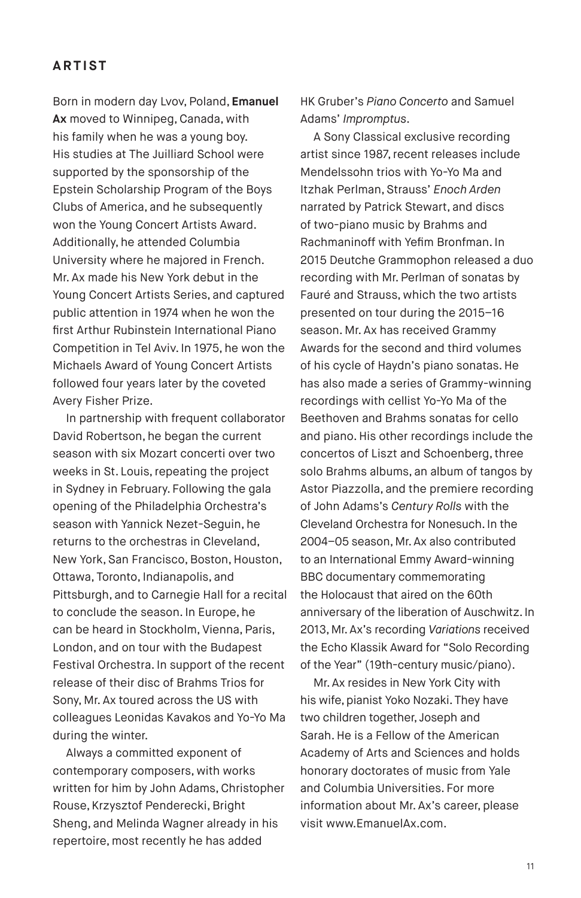## ARTIST

Born in modern day Lvov, Poland, **Emanuel Ax** moved to Winnipeg, Canada, with his family when he was a young boy. His studies at The Juilliard School were supported by the sponsorship of the Epstein Scholarship Program of the Boys Clubs of America, and he subsequently won the Young Concert Artists Award. Additionally, he attended Columbia University where he majored in French. Mr. Ax made his New York debut in the Young Concert Artists Series, and captured public attention in 1974 when he won the first Arthur Rubinstein International Piano Competition in Tel Aviv. In 1975, he won the Michaels Award of Young Concert Artists followed four years later by the coveted Avery Fisher Prize.

In partnership with frequent collaborator David Robertson, he began the current season with six Mozart concerti over two weeks in St. Louis, repeating the project in Sydney in February. Following the gala opening of the Philadelphia Orchestra's season with Yannick Nezet-Seguin, he returns to the orchestras in Cleveland, New York, San Francisco, Boston, Houston, Ottawa, Toronto, Indianapolis, and Pittsburgh, and to Carnegie Hall for a recital to conclude the season. In Europe, he can be heard in Stockholm, Vienna, Paris, London, and on tour with the Budapest Festival Orchestra. In support of the recent release of their disc of Brahms Trios for Sony, Mr. Ax toured across the US with colleagues Leonidas Kavakos and Yo-Yo Ma during the winter.

Always a committed exponent of contemporary composers, with works written for him by John Adams, Christopher Rouse, Krzysztof Penderecki, Bright Sheng, and Melinda Wagner already in his repertoire, most recently he has added HK Gruber's *Piano Concerto* and Samuel Adams' *Impromptus*.

A Sony Classical exclusive recording artist since 1987, recent releases include Mendelssohn trios with Yo-Yo Ma and Itzhak Perlman, Strauss' *Enoch Arden* narrated by Patrick Stewart, and discs of two-piano music by Brahms and Rachmaninoff with Yefim Bronfman. In 2015 Deutche Grammophon released a duo recording with Mr. Perlman of sonatas by Fauré and Strauss, which the two artists presented on tour during the 2015–16 season. Mr. Ax has received Grammy Awards for the second and third volumes of his cycle of Haydn's piano sonatas. He has also made a series of Grammy-winning recordings with cellist Yo-Yo Ma of the Beethoven and Brahms sonatas for cello and piano. His other recordings include the concertos of Liszt and Schoenberg, three solo Brahms albums, an album of tangos by Astor Piazzolla, and the premiere recording of John Adams's *Century Rolls* with the Cleveland Orchestra for Nonesuch. In the 2004–05 season, Mr. Ax also contributed to an International Emmy Award-winning BBC documentary commemorating the Holocaust that aired on the 60th anniversary of the liberation of Auschwitz. In 2013, Mr. Ax's recording *Variations* received the Echo Klassik Award for "Solo Recording of the Year" (19th-century music/piano).

Mr. Ax resides in New York City with his wife, pianist Yoko Nozaki. They have two children together, Joseph and Sarah. He is a Fellow of the American Academy of Arts and Sciences and holds honorary doctorates of music from Yale and Columbia Universities. For more information about Mr. Ax's career, please visit www.EmanuelAx.com.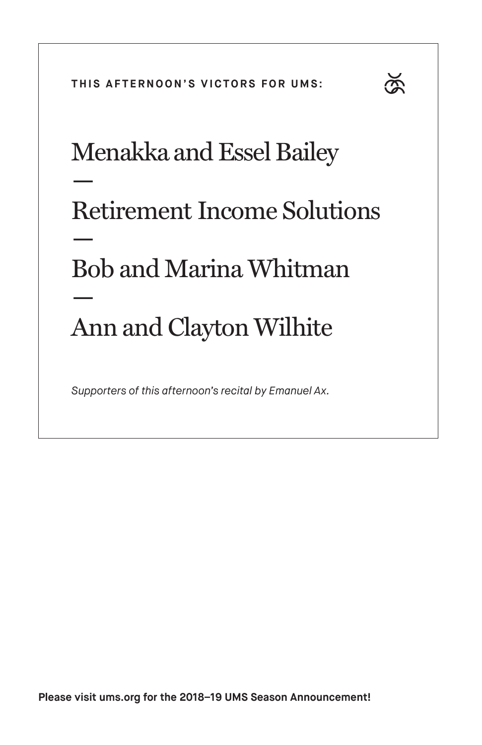**THIS AFTERNOON'S VICTORS FOR UMS:**

Menakka and Essel Bailey

—

Retirement Income Solutions

—

Bob and Marina Whitman

—

Ann and Clayton Wilhite

*Supporters of this afternoon's recital by Emanuel Ax.*

**Please visit ums.org for the 2018–19 UMS Season Announcement!**